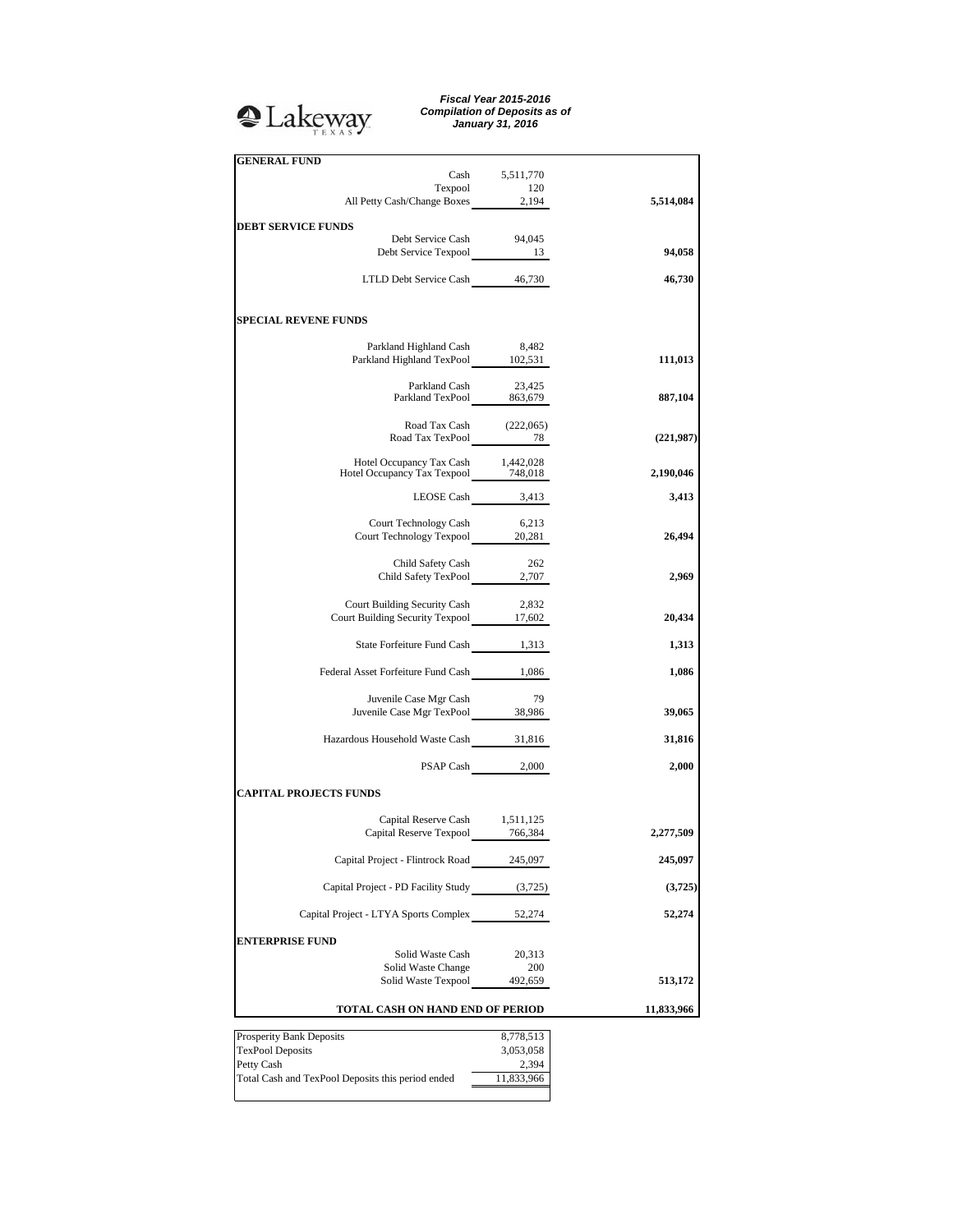Lakeway TEXAS

***Fiscal Year 2015-2016***
***Compilation of Deposits as of***
***January 31, 2016***

| | | |
|---|---|---|
| **GENERAL FUND** | | |
| Cash | 5,511,770 | |
| Texpool | 120 | |
| All Petty Cash/Change Boxes | 2,194 | **5,514,084** |
| **DEBT SERVICE FUNDS** | | |
| Debt Service Cash | 94,045 | |
| Debt Service Texpool | 13 | **94,058** |
| LTLD Debt Service Cash | 46,730 | **46,730** |
| **SPECIAL REVENE FUNDS** | | |
| Parkland Highland Cash | 8,482 | |
| Parkland Highland TexPool | 102,531 | **111,013** |
| Parkland Cash | 23,425 | |
| Parkland TexPool | 863,679 | **887,104** |
| Road Tax Cash | (222,065) | |
| Road Tax TexPool | 78 | **(221,987)** |
| Hotel Occupancy Tax Cash | 1,442,028 | |
| Hotel Occupancy Tax Texpool | 748,018 | **2,190,046** |
| LEOSE Cash | 3,413 | **3,413** |
| Court Technology Cash | 6,213 | |
| Court Technology Texpool | 20,281 | **26,494** |
| Child Safety Cash | 262 | |
| Child Safety TexPool | 2,707 | **2,969** |
| Court Building Security Cash | 2,832 | |
| Court Building Security Texpool | 17,602 | **20,434** |
| State Forfeiture Fund Cash | 1,313 | **1,313** |
| Federal Asset Forfeiture Fund Cash | 1,086 | **1,086** |
| Juvenile Case Mgr Cash | 79 | |
| Juvenile Case Mgr TexPool | 38,986 | **39,065** |
| Hazardous Household Waste Cash | 31,816 | **31,816** |
| PSAP Cash | 2,000 | **2,000** |
| **CAPITAL PROJECTS FUNDS** | | |
| Capital Reserve Cash | 1,511,125 | |
| Capital Reserve Texpool | 766,384 | **2,277,509** |
| Capital Project - Flintrock Road | 245,097 | **245,097** |
| Capital Project - PD Facility Study | (3,725) | **(3,725)** |
| Capital Project - LTYA Sports Complex | 52,274 | **52,274** |
| **ENTERPRISE FUND** | | |
| Solid Waste Cash | 20,313 | |
| Solid Waste Change | 200 | |
| Solid Waste Texpool | 492,659 | **513,172** |
| **TOTAL CASH ON HAND END OF PERIOD** | | **11,833,966** |

| | |
|---|---|
| Prosperity Bank Deposits | 8,778,513 |
| TexPool Deposits | 3,053,058 |
| Petty Cash | 2,394 |
| Total Cash and TexPool Deposits this period ended | 11,833,966 |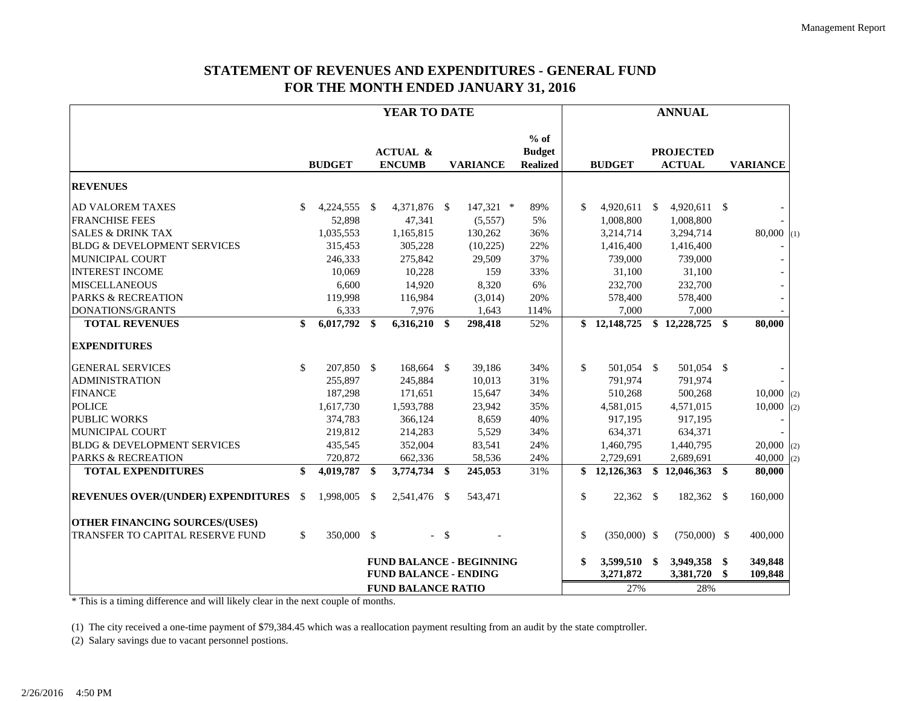# STATEMENT OF REVENUES AND EXPENDITURES - GENERAL FUND
## FOR THE MONTH ENDED JANUARY 31, 2016

| | YEAR TO DATE | | | | ANNUAL | | | |
|---|---|---|---|---|---|---|---|---|
| | **BUDGET** | **ACTUAL & ENCUMB** | **VARIANCE** | **% of Budget Realized** | **BUDGET** | **PROJECTED ACTUAL** | **VARIANCE** | |
| **REVENUES** | | | | | | | | |
| AD VALOREM TAXES | $ 4,224,555 | $ 4,371,876 | $ 147,321 * | 89% | $ 4,920,611 | $ 4,920,611 | $ - | |
| FRANCHISE FEES | 52,898 | 47,341 | (5,557) | 5% | 1,008,800 | 1,008,800 | - | |
| SALES & DRINK TAX | 1,035,553 | 1,165,815 | 130,262 | 36% | 3,214,714 | 3,294,714 | 80,000 | (1) |
| BLDG & DEVELOPMENT SERVICES | 315,453 | 305,228 | (10,225) | 22% | 1,416,400 | 1,416,400 | - | |
| MUNICIPAL COURT | 246,333 | 275,842 | 29,509 | 37% | 739,000 | 739,000 | - | |
| INTEREST INCOME | 10,069 | 10,228 | 159 | 33% | 31,100 | 31,100 | - | |
| MISCELLANEOUS | 6,600 | 14,920 | 8,320 | 6% | 232,700 | 232,700 | - | |
| PARKS & RECREATION | 119,998 | 116,984 | (3,014) | 20% | 578,400 | 578,400 | - | |
| DONATIONS/GRANTS | 6,333 | 7,976 | 1,643 | 114% | 7,000 | 7,000 | - | |
| **TOTAL REVENUES** | **$ 6,017,792** | **$ 6,316,210** | **$ 298,418** | 52% | **$ 12,148,725** | **$ 12,228,725** | **$ 80,000** | |
| **EXPENDITURES** | | | | | | | | |
| GENERAL SERVICES | $ 207,850 | $ 168,664 | $ 39,186 | 34% | $ 501,054 | $ 501,054 | $ - | |
| ADMINISTRATION | 255,897 | 245,884 | 10,013 | 31% | 791,974 | 791,974 | - | |
| FINANCE | 187,298 | 171,651 | 15,647 | 34% | 510,268 | 500,268 | 10,000 | (2) |
| POLICE | 1,617,730 | 1,593,788 | 23,942 | 35% | 4,581,015 | 4,571,015 | 10,000 | (2) |
| PUBLIC WORKS | 374,783 | 366,124 | 8,659 | 40% | 917,195 | 917,195 | - | |
| MUNICIPAL COURT | 219,812 | 214,283 | 5,529 | 34% | 634,371 | 634,371 | - | |
| BLDG & DEVELOPMENT SERVICES | 435,545 | 352,004 | 83,541 | 24% | 1,460,795 | 1,440,795 | 20,000 | (2) |
| PARKS & RECREATION | 720,872 | 662,336 | 58,536 | 24% | 2,729,691 | 2,689,691 | 40,000 | (2) |
| **TOTAL EXPENDITURES** | **$ 4,019,787** | **$ 3,774,734** | **$ 245,053** | 31% | **$ 12,126,363** | **$ 12,046,363** | **$ 80,000** | |
| **REVENUES OVER/(UNDER) EXPENDITURES** | $ 1,998,005 | $ 2,541,476 | $ 543,471 | | $ 22,362 | $ 182,362 | $ 160,000 | |
| **OTHER FINANCING SOURCES/(USES)** | | | | | | | | |
| TRANSFER TO CAPITAL RESERVE FUND | $ 350,000 | $ - | $ - | | $ (350,000) | $ (750,000) | $ 400,000 | |
| | | **FUND BALANCE - BEGINNING** | | | **$ 3,599,510** | **$ 3,949,358** | **$ 349,848** | |
| | | **FUND BALANCE - ENDING** | | | **3,271,872** | **3,381,720** | **$ 109,848** | |
| | | **FUND BALANCE RATIO** | | | 27% | 28% | | |

\* This is a timing difference and will likely clear in the next couple of months.

(1) The city received a one-time payment of $79,384.45 which was a reallocation payment resulting from an audit by the state comptroller.

(2) Salary savings due to vacant personnel postions.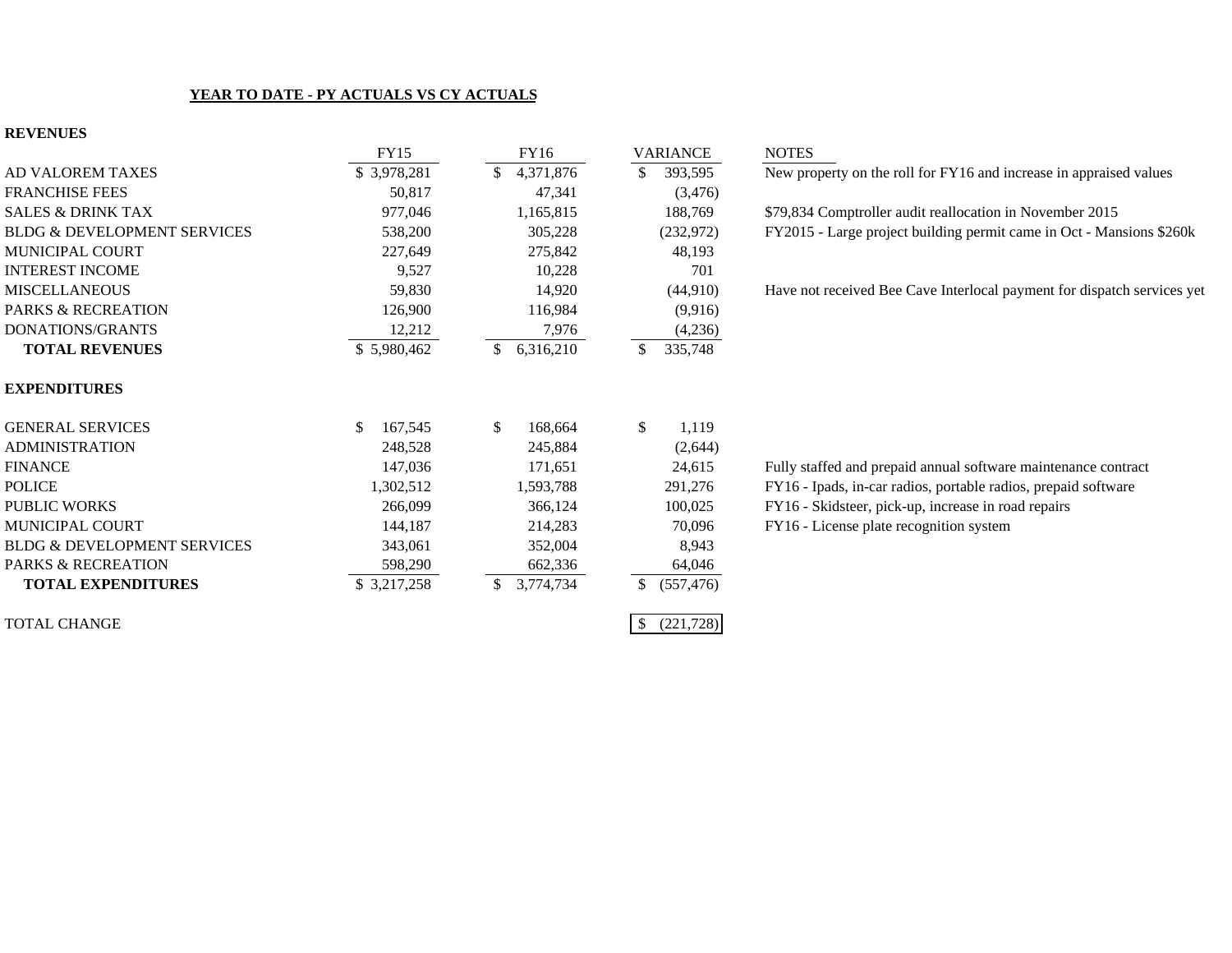**YEAR TO DATE - PY ACTUALS VS CY ACTUALS**

**REVENUES**

| | FY15 | FY16 | VARIANCE | NOTES |
|---|---|---|---|---|
| AD VALOREM TAXES | $ 3,978,281 | $ 4,371,876 | $ 393,595 | New property on the roll for FY16 and increase in appraised values |
| FRANCHISE FEES | 50,817 | 47,341 | (3,476) | |
| SALES & DRINK TAX | 977,046 | 1,165,815 | 188,769 | $79,834 Comptroller audit reallocation in November 2015 |
| BLDG & DEVELOPMENT SERVICES | 538,200 | 305,228 | (232,972) | FY2015 - Large project building permit came in Oct - Mansions $260k |
| MUNICIPAL COURT | 227,649 | 275,842 | 48,193 | |
| INTEREST INCOME | 9,527 | 10,228 | 701 | |
| MISCELLANEOUS | 59,830 | 14,920 | (44,910) | Have not received Bee Cave Interlocal payment for dispatch services yet |
| PARKS & RECREATION | 126,900 | 116,984 | (9,916) | |
| DONATIONS/GRANTS | 12,212 | 7,976 | (4,236) | |
| **TOTAL REVENUES** | $ 5,980,462 | $ 6,316,210 | $ 335,748 | |

**EXPENDITURES**

| | FY15 | FY16 | VARIANCE | NOTES |
|---|---|---|---|---|
| GENERAL SERVICES | $ 167,545 | $ 168,664 | $ 1,119 | |
| ADMINISTRATION | 248,528 | 245,884 | (2,644) | |
| FINANCE | 147,036 | 171,651 | 24,615 | Fully staffed and prepaid annual software maintenance contract |
| POLICE | 1,302,512 | 1,593,788 | 291,276 | FY16 - Ipads, in-car radios, portable radios, prepaid software |
| PUBLIC WORKS | 266,099 | 366,124 | 100,025 | FY16 - Skidsteer, pick-up, increase in road repairs |
| MUNICIPAL COURT | 144,187 | 214,283 | 70,096 | FY16 - License plate recognition system |
| BLDG & DEVELOPMENT SERVICES | 343,061 | 352,004 | 8,943 | |
| PARKS & RECREATION | 598,290 | 662,336 | 64,046 | |
| **TOTAL EXPENDITURES** | $ 3,217,258 | $ 3,774,734 | $ (557,476) | |
| TOTAL CHANGE | | | $ (221,728) | |